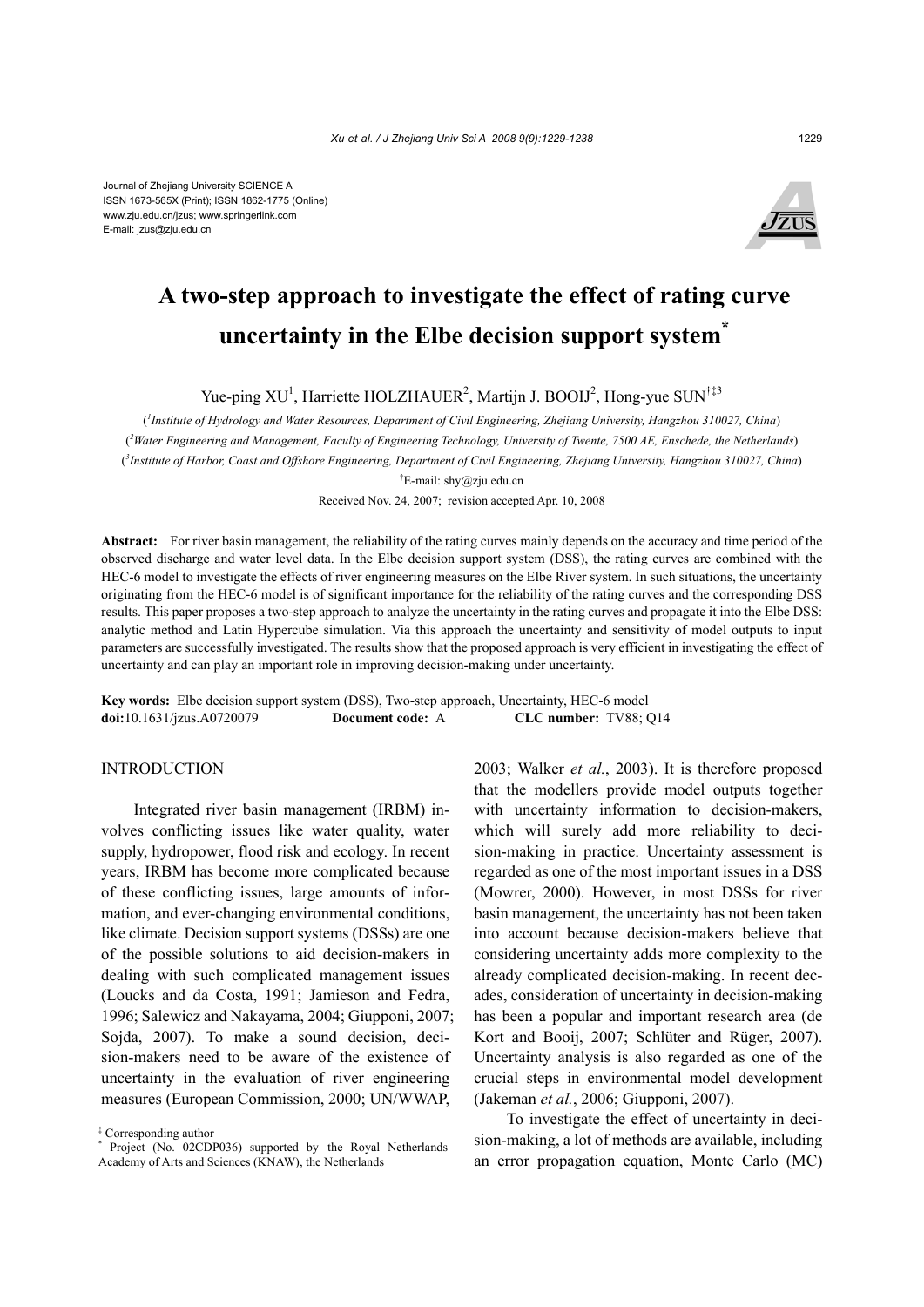Journal of Zhejiang University SCIENCE A
ISSN 1673-565X (Print); ISSN 1862-1775 (Online)
www.zju.edu.cn/jzus; www.springerlink.com
E-mail: jzus@zju.edu.cn

# A two-step approach to investigate the effect of rating curve uncertainty in the Elbe decision support system*

Yue-ping XU[1], Harriette HOLZHAUER[2], Martijn J. BOOIJ[2], Hong-yue SUN[†‡3]

([1]*Institute of Hydrology and Water Resources, Department of Civil Engineering, Zhejiang University, Hangzhou 310027, China*)

([2]*Water Engineering and Management, Faculty of Engineering Technology, University of Twente, 7500 AE, Enschede, the Netherlands*)

([3]*Institute of Harbor, Coast and Offshore Engineering, Department of Civil Engineering, Zhejiang University, Hangzhou 310027, China*)

[†]E-mail: shy@zju.edu.cn

Received Nov. 24, 2007; revision accepted Apr. 10, 2008

**Abstract:** For river basin management, the reliability of the rating curves mainly depends on the accuracy and time period of the observed discharge and water level data. In the Elbe decision support system (DSS), the rating curves are combined with the HEC-6 model to investigate the effects of river engineering measures on the Elbe River system. In such situations, the uncertainty originating from the HEC-6 model is of significant importance for the reliability of the rating curves and the corresponding DSS results. This paper proposes a two-step approach to analyze the uncertainty in the rating curves and propagate it into the Elbe DSS: analytic method and Latin Hypercube simulation. Via this approach the uncertainty and sensitivity of model outputs to input parameters are successfully investigated. The results show that the proposed approach is very efficient in investigating the effect of uncertainty and can play an important role in improving decision-making under uncertainty.

**Key words:** Elbe decision support system (DSS), Two-step approach, Uncertainty, HEC-6 model
**doi:**10.1631/jzus.A0720079 **Document code:** A **CLC number:** TV88; Q14

## INTRODUCTION

Integrated river basin management (IRBM) involves conflicting issues like water quality, water supply, hydropower, flood risk and ecology. In recent years, IRBM has become more complicated because of these conflicting issues, large amounts of information, and ever-changing environmental conditions, like climate. Decision support systems (DSSs) are one of the possible solutions to aid decision-makers in dealing with such complicated management issues (Loucks and da Costa, 1991; Jamieson and Fedra, 1996; Salewicz and Nakayama, 2004; Giupponi, 2007; Sojda, 2007). To make a sound decision, decision-makers need to be aware of the existence of uncertainty in the evaluation of river engineering measures (European Commission, 2000; UN/WWAP, 2003; Walker *et al.*, 2003). It is therefore proposed that the modellers provide model outputs together with uncertainty information to decision-makers, which will surely add more reliability to decision-making in practice. Uncertainty assessment is regarded as one of the most important issues in a DSS (Mowrer, 2000). However, in most DSSs for river basin management, the uncertainty has not been taken into account because decision-makers believe that considering uncertainty adds more complexity to the already complicated decision-making. In recent decades, consideration of uncertainty in decision-making has been a popular and important research area (de Kort and Booij, 2007; Schlüter and Rüger, 2007). Uncertainty analysis is also regarded as one of the crucial steps in environmental model development (Jakeman *et al.*, 2006; Giupponi, 2007).

To investigate the effect of uncertainty in decision-making, a lot of methods are available, including an error propagation equation, Monte Carlo (MC)

‡ Corresponding author
\* Project (No. 02CDP036) supported by the Royal Netherlands Academy of Arts and Sciences (KNAW), the Netherlands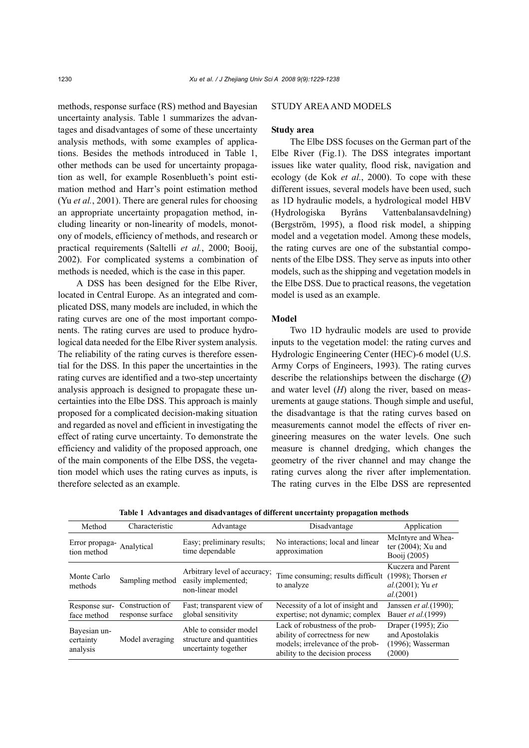methods, response surface (RS) method and Bayesian uncertainty analysis. Table 1 summarizes the advantages and disadvantages of some of these uncertainty analysis methods, with some examples of applications. Besides the methods introduced in Table 1, other methods can be used for uncertainty propagation as well, for example Rosenblueth's point estimation method and Harr's point estimation method (Yu *et al.*, 2001). There are general rules for choosing an appropriate uncertainty propagation method, including linearity or non-linearity of models, monotony of models, efficiency of methods, and research or practical requirements (Saltelli *et al.*, 2000; Booij, 2002). For complicated systems a combination of methods is needed, which is the case in this paper.

A DSS has been designed for the Elbe River, located in Central Europe. As an integrated and complicated DSS, many models are included, in which the rating curves are one of the most important components. The rating curves are used to produce hydrological data needed for the Elbe River system analysis. The reliability of the rating curves is therefore essential for the DSS. In this paper the uncertainties in the rating curves are identified and a two-step uncertainty analysis approach is designed to propagate these uncertainties into the Elbe DSS. This approach is mainly proposed for a complicated decision-making situation and regarded as novel and efficient in investigating the effect of rating curve uncertainty. To demonstrate the efficiency and validity of the proposed approach, one of the main components of the Elbe DSS, the vegetation model which uses the rating curves as inputs, is therefore selected as an example.

## STUDY AREA AND MODELS

### Study area

The Elbe DSS focuses on the German part of the Elbe River (Fig.1). The DSS integrates important issues like water quality, flood risk, navigation and ecology (de Kok *et al.*, 2000). To cope with these different issues, several models have been used, such as 1D hydraulic models, a hydrological model HBV (Hydrologiska Byråns Vattenbalansavdelning) (Bergström, 1995), a flood risk model, a shipping model and a vegetation model. Among these models, the rating curves are one of the substantial components of the Elbe DSS. They serve as inputs into other models, such as the shipping and vegetation models in the Elbe DSS. Due to practical reasons, the vegetation model is used as an example.

### Model

Two 1D hydraulic models are used to provide inputs to the vegetation model: the rating curves and Hydrologic Engineering Center (HEC)-6 model (U.S. Army Corps of Engineers, 1993). The rating curves describe the relationships between the discharge ($Q$) and water level ($H$) along the river, based on measurements at gauge stations. Though simple and useful, the disadvantage is that the rating curves based on measurements cannot model the effects of river engineering measures on the water levels. One such measure is channel dredging, which changes the geometry of the river channel and may change the rating curves along the river after implementation. The rating curves in the Elbe DSS are represented

**Table 1 Advantages and disadvantages of different uncertainty propagation methods**

| Method | Characteristic | Advantage | Disadvantage | Application |
|---|---|---|---|---|
| Error propagation method | Analytical | Easy; preliminary results; time dependable | No interactions; local and linear approximation | McIntyre and Wheater (2004); Xu and Booij (2005) |
| Monte Carlo methods | Sampling method | Arbitrary level of accuracy; easily implemented; non-linear model | Time consuming; results difficult to analyze | Kuczera and Parent (1998); Thorsen *et al.*(2001); Yu *et al.*(2001) |
| Response surface method | Construction of response surface | Fast; transparent view of global sensitivity | Necessity of a lot of insight and expertise; not dynamic; complex | Janssen *et al.*(1990); Bauer *et al.*(1999) |
| Bayesian uncertainty analysis | Model averaging | Able to consider model structure and quantities uncertainty together | Lack of robustness of the probability of correctness for new models; irrelevance of the probability to the decision process | Draper (1995); Zio and Apostolakis (1996); Wasserman (2000) |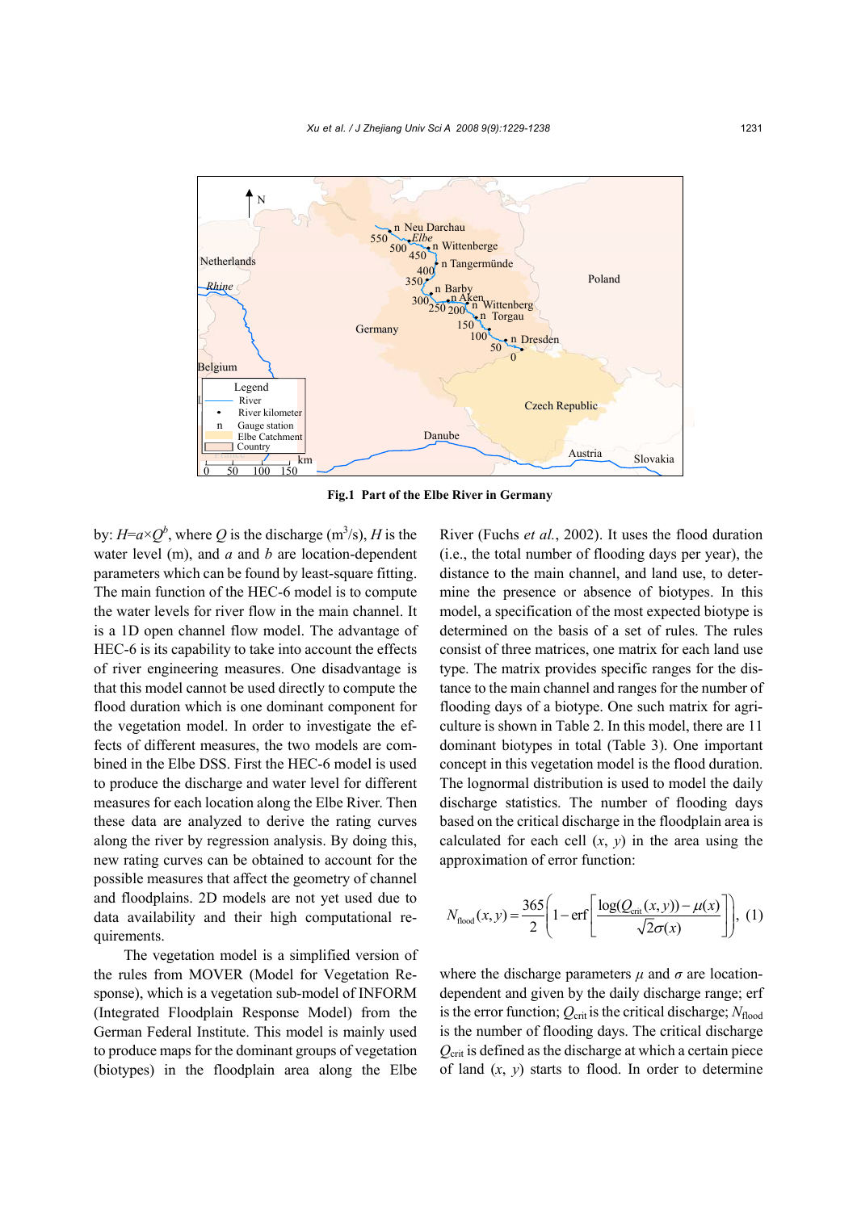**Fig.1 Part of the Elbe River in Germany**

by: $H=a\times Q^b$, where $Q$ is the discharge ($m^3/s$), $H$ is the water level (m), and $a$ and $b$ are location-dependent parameters which can be found by least-square fitting. The main function of the HEC-6 model is to compute the water levels for river flow in the main channel. It is a 1D open channel flow model. The advantage of HEC-6 is its capability to take into account the effects of river engineering measures. One disadvantage is that this model cannot be used directly to compute the flood duration which is one dominant component for the vegetation model. In order to investigate the effects of different measures, the two models are combined in the Elbe DSS. First the HEC-6 model is used to produce the discharge and water level for different measures for each location along the Elbe River. Then these data are analyzed to derive the rating curves along the river by regression analysis. By doing this, new rating curves can be obtained to account for the possible measures that affect the geometry of channel and floodplains. 2D models are not yet used due to data availability and their high computational requirements.

The vegetation model is a simplified version of the rules from MOVER (Model for Vegetation Response), which is a vegetation sub-model of INFORM (Integrated Floodplain Response Model) from the German Federal Institute. This model is mainly used to produce maps for the dominant groups of vegetation (biotypes) in the floodplain area along the Elbe River (Fuchs *et al.*, 2002). It uses the flood duration (i.e., the total number of flooding days per year), the distance to the main channel, and land use, to determine the presence or absence of biotypes. In this model, a specification of the most expected biotype is determined on the basis of a set of rules. The rules consist of three matrices, one matrix for each land use type. The matrix provides specific ranges for the distance to the main channel and ranges for the number of flooding days of a biotype. One such matrix for agriculture is shown in Table 2. In this model, there are 11 dominant biotypes in total (Table 3). One important concept in this vegetation model is the flood duration. The lognormal distribution is used to model the daily discharge statistics. The number of flooding days based on the critical discharge in the floodplain area is calculated for each cell ($x$, $y$) in the area using the approximation of error function:

$$N_{\text{flood}}(x,y)=\frac{365}{2}\left(1-\operatorname{erf}\left[\frac{\log(Q_{\text{crit}}(x,y))-\mu(x)}{\sqrt{2}\sigma(x)}\right]\right), \quad (1)$$

where the discharge parameters $\mu$ and $\sigma$ are location-dependent and given by the daily discharge range; erf is the error function; $Q_{\text{crit}}$ is the critical discharge; $N_{\text{flood}}$ is the number of flooding days. The critical discharge $Q_{\text{crit}}$ is defined as the discharge at which a certain piece of land ($x$, $y$) starts to flood. In order to determine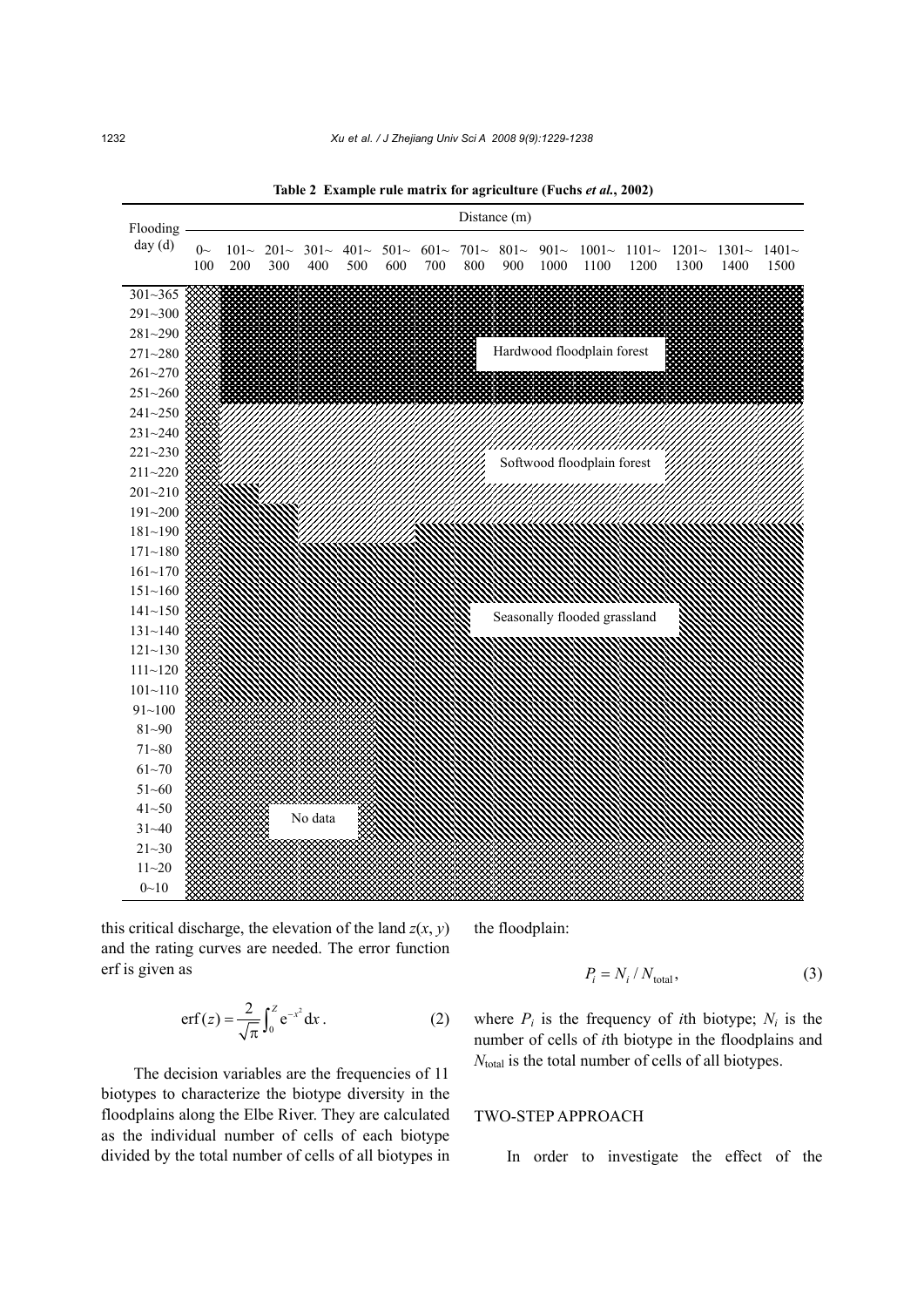**Table 2 Example rule matrix for agriculture (Fuchs *et al.*, 2002)**

| Flooding day (d) | Distance (m) | | | | | | | | | | | | | | |
|---|---|---|---|---|---|---|---|---|---|---|---|---|---|---|---|
| | 0~100 | 101~200 | 201~300 | 301~400 | 401~500 | 501~600 | 601~700 | 701~800 | 801~900 | 901~1000 | 1001~1100 | 1101~1200 | 1201~1300 | 1301~1400 | 1401~1500 |
| 301~365 | | | | | | | | | | | | | | | |
| 291~300 | | | | | | | | | | | | | | | |
| 281~290 | | | | | | | | | | | | | | | |
| 271~280 | | | | | | | | Hardwood floodplain forest | | | | | | | |
| 261~270 | | | | | | | | | | | | | | | |
| 251~260 | | | | | | | | | | | | | | | |
| 241~250 | | | | | | | | | | | | | | | |
| 231~240 | | | | | | | | | | | | | | | |
| 221~230 | | | | | | | | Softwood floodplain forest | | | | | | | |
| 211~220 | | | | | | | | | | | | | | | |
| 201~210 | | | | | | | | | | | | | | | |
| 191~200 | | | | | | | | | | | | | | | |
| 181~190 | | | | | | | | | | | | | | | |
| 171~180 | | | | | | | | | | | | | | | |
| 161~170 | | | | | | | | | | | | | | | |
| 151~160 | | | | | | | | | | | | | | | |
| 141~150 | | | | | | | | Seasonally flooded grassland | | | | | | | |
| 131~140 | | | | | | | | | | | | | | | |
| 121~130 | | | | | | | | | | | | | | | |
| 111~120 | | | | | | | | | | | | | | | |
| 101~110 | | | | | | | | | | | | | | | |
| 91~100 | | | | | | | | | | | | | | | |
| 81~90 | | | | | | | | | | | | | | | |
| 71~80 | | | | | | | | | | | | | | | |
| 61~70 | | | | | | | | | | | | | | | |
| 51~60 | | | | | | | | | | | | | | | |
| 41~50 | | | | No data | | | | | | | | | | | |
| 31~40 | | | | | | | | | | | | | | | |
| 21~30 | | | | | | | | | | | | | | | |
| 11~20 | | | | | | | | | | | | | | | |
| 0~10 | | | | | | | | | | | | | | | |

this critical discharge, the elevation of the land $z(x, y)$ and the rating curves are needed. The error function erf is given as

$$\operatorname{erf}(z) = \frac{2}{\sqrt{\pi}} \int_0^Z e^{-x^2} \mathrm{d}x. \tag{2}$$

The decision variables are the frequencies of 11 biotypes to characterize the biotype diversity in the floodplains along the Elbe River. They are calculated as the individual number of cells of each biotype divided by the total number of cells of all biotypes in the floodplain:

$$P_i = N_i / N_{\text{total}}, \tag{3}$$

where $P_i$ is the frequency of *i*th biotype; $N_i$ is the number of cells of *i*th biotype in the floodplains and $N_{\text{total}}$ is the total number of cells of all biotypes.

## TWO-STEP APPROACH

In order to investigate the effect of the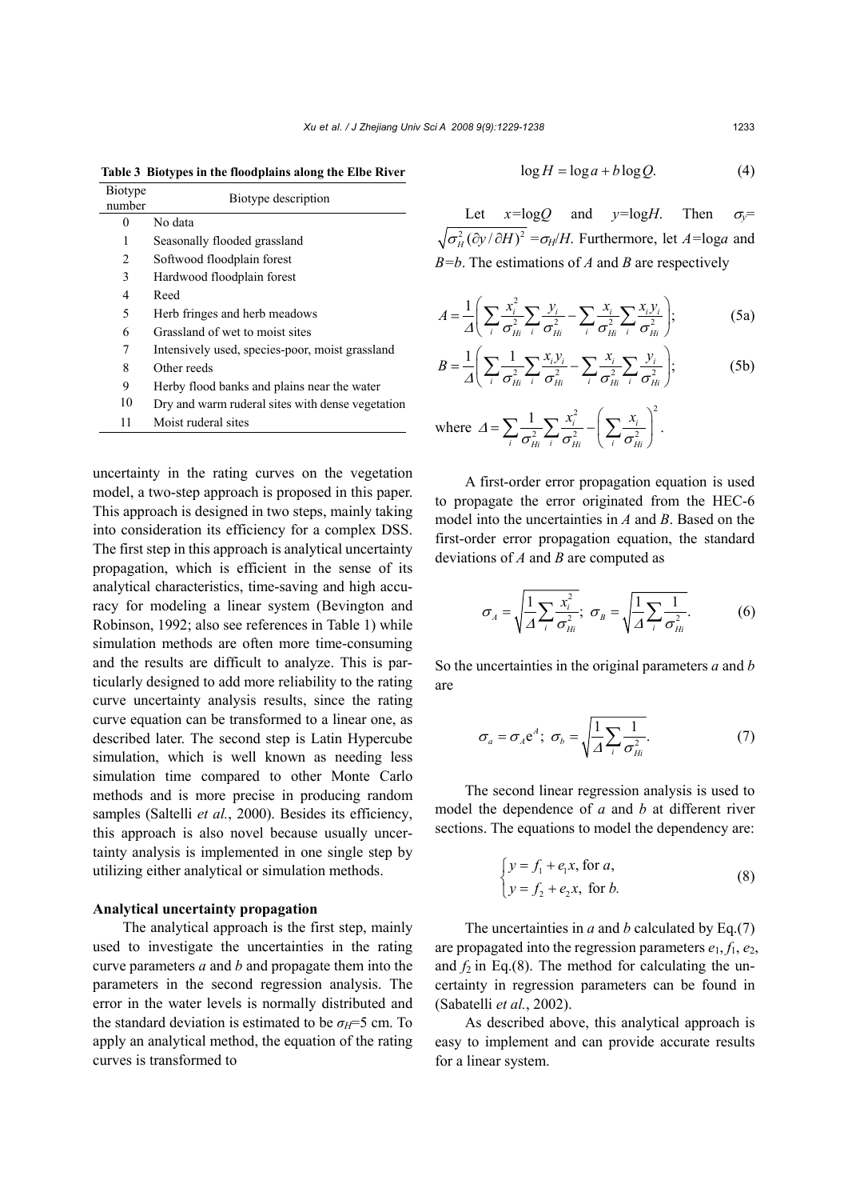**Table 3 Biotypes in the floodplains along the Elbe River**

| Biotype number | Biotype description |
|---|---|
| 0 | No data |
| 1 | Seasonally flooded grassland |
| 2 | Softwood floodplain forest |
| 3 | Hardwood floodplain forest |
| 4 | Reed |
| 5 | Herb fringes and herb meadows |
| 6 | Grassland of wet to moist sites |
| 7 | Intensively used, species-poor, moist grassland |
| 8 | Other reeds |
| 9 | Herby flood banks and plains near the water |
| 10 | Dry and warm ruderal sites with dense vegetation |
| 11 | Moist ruderal sites |

uncertainty in the rating curves on the vegetation model, a two-step approach is proposed in this paper. This approach is designed in two steps, mainly taking into consideration its efficiency for a complex DSS. The first step in this approach is analytical uncertainty propagation, which is efficient in the sense of its analytical characteristics, time-saving and high accuracy for modeling a linear system (Bevington and Robinson, 1992; also see references in Table 1) while simulation methods are often more time-consuming and the results are difficult to analyze. This is particularly designed to add more reliability to the rating curve uncertainty analysis results, since the rating curve equation can be transformed to a linear one, as described later. The second step is Latin Hypercube simulation, which is well known as needing less simulation time compared to other Monte Carlo methods and is more precise in producing random samples (Saltelli *et al.*, 2000). Besides its efficiency, this approach is also novel because usually uncertainty analysis is implemented in one single step by utilizing either analytical or simulation methods.

**Analytical uncertainty propagation**

The analytical approach is the first step, mainly used to investigate the uncertainties in the rating curve parameters *a* and *b* and propagate them into the parameters in the second regression analysis. The error in the water levels is normally distributed and the standard deviation is estimated to be $\sigma_H$=5 cm. To apply an analytical method, the equation of the rating curves is transformed to

$$\log H = \log a + b\log Q. \tag{4}$$

Let $x=\log Q$ and $y=\log H$. Then $\sigma_y=\sqrt{\sigma_H^2(\partial y/\partial H)^2}=\sigma_H/H$. Furthermore, let $A=\log a$ and $B=b$. The estimations of *A* and *B* are respectively

$$A=\frac{1}{\Delta}\left(\sum_i\frac{x_i^2}{\sigma_{Hi}^2}\sum_i\frac{y_i}{\sigma_{Hi}^2}-\sum_i\frac{x_i}{\sigma_{Hi}^2}\sum_i\frac{x_iy_i}{\sigma_{Hi}^2}\right); \tag{5a}$$

$$B=\frac{1}{\Delta}\left(\sum_i\frac{1}{\sigma_{Hi}^2}\sum_i\frac{x_iy_i}{\sigma_{Hi}^2}-\sum_i\frac{x_i}{\sigma_{Hi}^2}\sum_i\frac{y_i}{\sigma_{Hi}^2}\right); \tag{5b}$$

where $\Delta=\sum_i\frac{1}{\sigma_{Hi}^2}\sum_i\frac{x_i^2}{\sigma_{Hi}^2}-\left(\sum_i\frac{x_i}{\sigma_{Hi}^2}\right)^2$.

A first-order error propagation equation is used to propagate the error originated from the HEC-6 model into the uncertainties in *A* and *B*. Based on the first-order error propagation equation, the standard deviations of *A* and *B* are computed as

$$\sigma_A=\sqrt{\frac{1}{\Delta}\sum_i\frac{x_i^2}{\sigma_{Hi}^2}};\ \ \sigma_B=\sqrt{\frac{1}{\Delta}\sum_i\frac{1}{\sigma_{Hi}^2}}. \tag{6}$$

So the uncertainties in the original parameters *a* and *b* are

$$\sigma_a=\sigma_A\mathrm{e}^A;\ \ \sigma_b=\sqrt{\frac{1}{\Delta}\sum_i\frac{1}{\sigma_{Hi}^2}}. \tag{7}$$

The second linear regression analysis is used to model the dependence of *a* and *b* at different river sections. The equations to model the dependency are:

$$\begin{cases}y=f_1+e_1x, \text{ for } a,\\ y=f_2+e_2x, \text{ for } b.\end{cases} \tag{8}$$

The uncertainties in *a* and *b* calculated by Eq.(7) are propagated into the regression parameters $e_1$, $f_1$, $e_2$, and $f_2$ in Eq.(8). The method for calculating the uncertainty in regression parameters can be found in (Sabatelli *et al.*, 2002).

As described above, this analytical approach is easy to implement and can provide accurate results for a linear system.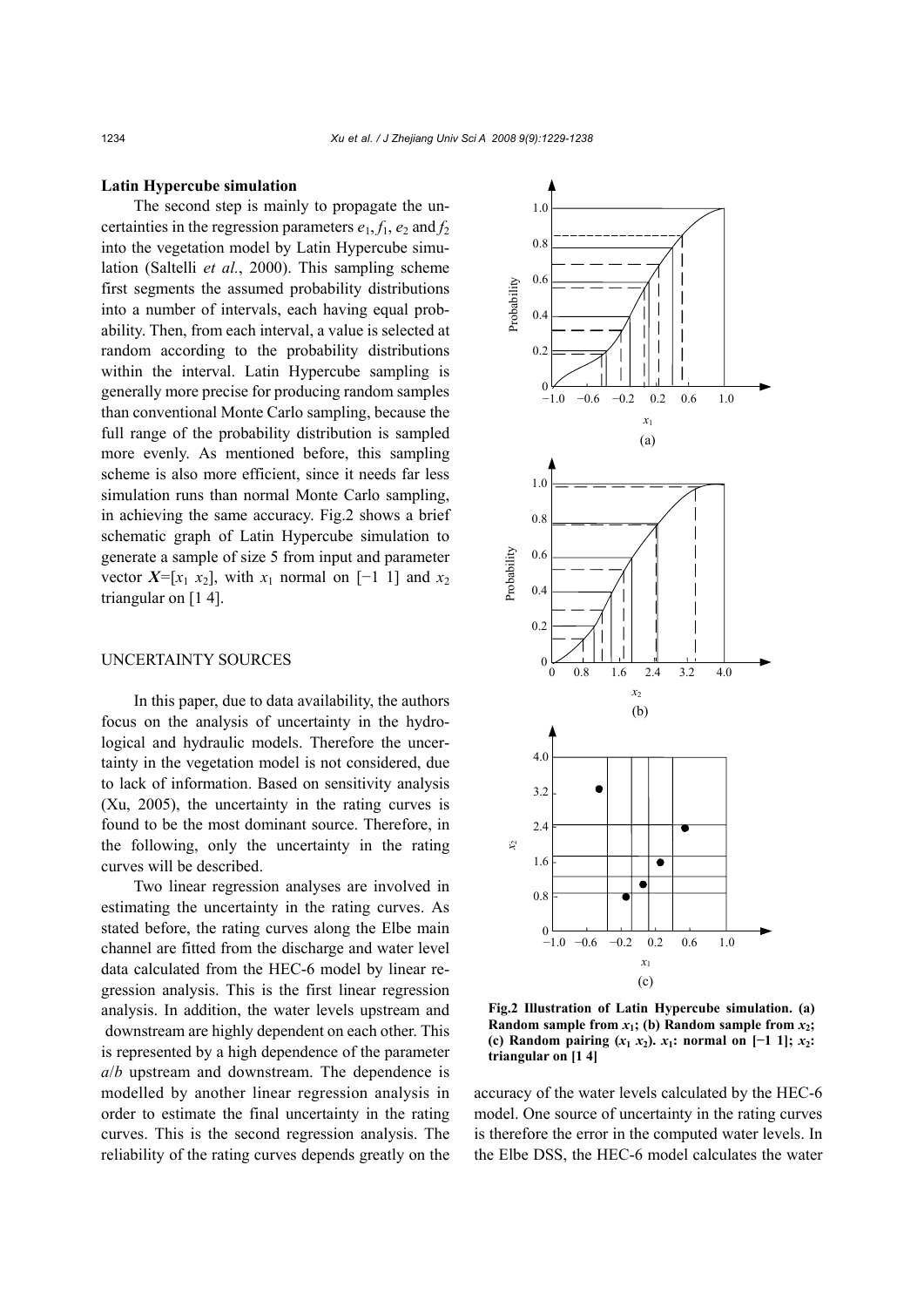### Latin Hypercube simulation

The second step is mainly to propagate the uncertainties in the regression parameters $e_1$, $f_1$, $e_2$ and $f_2$ into the vegetation model by Latin Hypercube simulation (Saltelli *et al.*, 2000). This sampling scheme first segments the assumed probability distributions into a number of intervals, each having equal probability. Then, from each interval, a value is selected at random according to the probability distributions within the interval. Latin Hypercube sampling is generally more precise for producing random samples than conventional Monte Carlo sampling, because the full range of the probability distribution is sampled more evenly. As mentioned before, this sampling scheme is also more efficient, since it needs far less simulation runs than normal Monte Carlo sampling, in achieving the same accuracy. Fig.2 shows a brief schematic graph of Latin Hypercube simulation to generate a sample of size 5 from input and parameter vector $\boldsymbol{X}=[x_1\ x_2]$, with $x_1$ normal on $[-1\ 1]$ and $x_2$ triangular on $[1\ 4]$.

**Fig.2 Illustration of Latin Hypercube simulation. (a) Random sample from $x_1$; (b) Random sample from $x_2$; (c) Random pairing ($x_1$ $x_2$). $x_1$: normal on $[-1\ 1]$; $x_2$: triangular on $[1\ 4]$**

## UNCERTAINTY SOURCES

In this paper, due to data availability, the authors focus on the analysis of uncertainty in the hydrological and hydraulic models. Therefore the uncertainty in the vegetation model is not considered, due to lack of information. Based on sensitivity analysis (Xu, 2005), the uncertainty in the rating curves is found to be the most dominant source. Therefore, in the following, only the uncertainty in the rating curves will be described.

Two linear regression analyses are involved in estimating the uncertainty in the rating curves. As stated before, the rating curves along the Elbe main channel are fitted from the discharge and water level data calculated from the HEC-6 model by linear regression analysis. This is the first linear regression analysis. In addition, the water levels upstream and downstream are highly dependent on each other. This is represented by a high dependence of the parameter $a/b$ upstream and downstream. The dependence is modelled by another linear regression analysis in order to estimate the final uncertainty in the rating curves. This is the second regression analysis. The reliability of the rating curves depends greatly on the accuracy of the water levels calculated by the HEC-6 model. One source of uncertainty in the rating curves is therefore the error in the computed water levels. In the Elbe DSS, the HEC-6 model calculates the water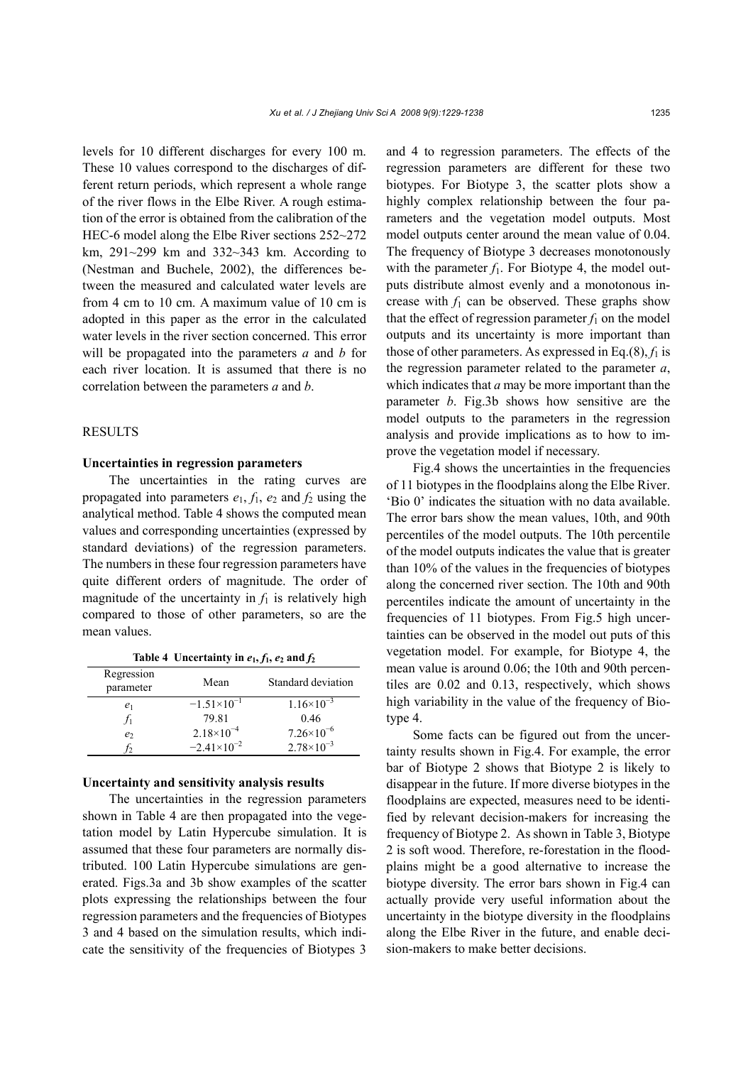levels for 10 different discharges for every 100 m. These 10 values correspond to the discharges of different return periods, which represent a whole range of the river flows in the Elbe River. A rough estimation of the error is obtained from the calibration of the HEC-6 model along the Elbe River sections 252~272 km, 291~299 km and 332~343 km. According to (Nestman and Buchele, 2002), the differences between the measured and calculated water levels are from 4 cm to 10 cm. A maximum value of 10 cm is adopted in this paper as the error in the calculated water levels in the river section concerned. This error will be propagated into the parameters $a$ and $b$ for each river location. It is assumed that there is no correlation between the parameters $a$ and $b$.

## RESULTS

### Uncertainties in regression parameters

The uncertainties in the rating curves are propagated into parameters $e_1$, $f_1$, $e_2$ and $f_2$ using the analytical method. Table 4 shows the computed mean values and corresponding uncertainties (expressed by standard deviations) of the regression parameters. The numbers in these four regression parameters have quite different orders of magnitude. The order of magnitude of the uncertainty in $f_1$ is relatively high compared to those of other parameters, so are the mean values.

**Table 4 Uncertainty in $e_1$, $f_1$, $e_2$ and $f_2$**

| Regression parameter | Mean | Standard deviation |
|---|---|---|
| $e_1$ | $-1.51\times10^{-1}$ | $1.16\times10^{-3}$ |
| $f_1$ | 79.81 | 0.46 |
| $e_2$ | $2.18\times10^{-4}$ | $7.26\times10^{-6}$ |
| $f_2$ | $-2.41\times10^{-2}$ | $2.78\times10^{-3}$ |

### Uncertainty and sensitivity analysis results

The uncertainties in the regression parameters shown in Table 4 are then propagated into the vegetation model by Latin Hypercube simulation. It is assumed that these four parameters are normally distributed. 100 Latin Hypercube simulations are generated. Figs.3a and 3b show examples of the scatter plots expressing the relationships between the four regression parameters and the frequencies of Biotypes 3 and 4 based on the simulation results, which indicate the sensitivity of the frequencies of Biotypes 3 and 4 to regression parameters. The effects of the regression parameters are different for these two biotypes. For Biotype 3, the scatter plots show a highly complex relationship between the four parameters and the vegetation model outputs. Most model outputs center around the mean value of 0.04. The frequency of Biotype 3 decreases monotonously with the parameter $f_1$. For Biotype 4, the model outputs distribute almost evenly and a monotonous increase with $f_1$ can be observed. These graphs show that the effect of regression parameter $f_1$ on the model outputs and its uncertainty is more important than those of other parameters. As expressed in Eq.(8), $f_1$ is the regression parameter related to the parameter $a$, which indicates that $a$ may be more important than the parameter $b$. Fig.3b shows how sensitive are the model outputs to the parameters in the regression analysis and provide implications as to how to improve the vegetation model if necessary.

Fig.4 shows the uncertainties in the frequencies of 11 biotypes in the floodplains along the Elbe River. 'Bio 0' indicates the situation with no data available. The error bars show the mean values, 10th, and 90th percentiles of the model outputs. The 10th percentile of the model outputs indicates the value that is greater than 10% of the values in the frequencies of biotypes along the concerned river section. The 10th and 90th percentiles indicate the amount of uncertainty in the frequencies of 11 biotypes. From Fig.5 high uncertainties can be observed in the model out puts of this vegetation model. For example, for Biotype 4, the mean value is around 0.06; the 10th and 90th percentiles are 0.02 and 0.13, respectively, which shows high variability in the value of the frequency of Biotype 4.

Some facts can be figured out from the uncertainty results shown in Fig.4. For example, the error bar of Biotype 2 shows that Biotype 2 is likely to disappear in the future. If more diverse biotypes in the floodplains are expected, measures need to be identified by relevant decision-makers for increasing the frequency of Biotype 2. As shown in Table 3, Biotype 2 is soft wood. Therefore, re-forestation in the floodplains might be a good alternative to increase the biotype diversity. The error bars shown in Fig.4 can actually provide very useful information about the uncertainty in the biotype diversity in the floodplains along the Elbe River in the future, and enable decision-makers to make better decisions.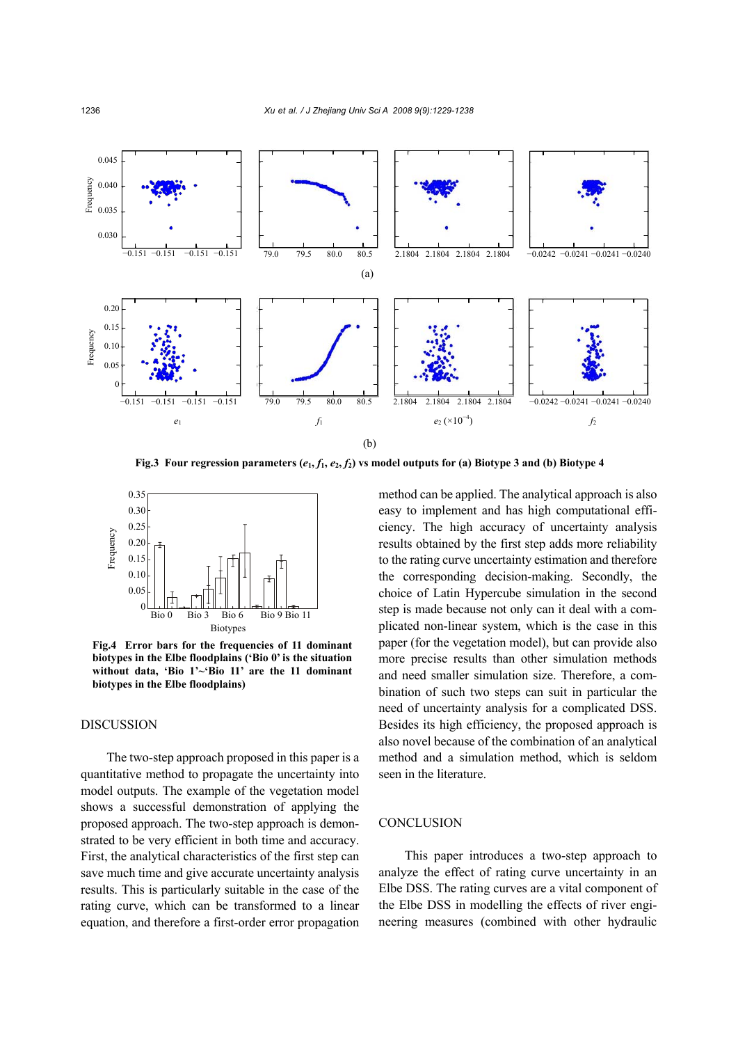Fig.3 Four regression parameters ($e_1$, $f_1$, $e_2$, $f_2$) vs model outputs for (a) Biotype 3 and (b) Biotype 4

Fig.4 Error bars for the frequencies of 11 dominant biotypes in the Elbe floodplains ('Bio 0' is the situation without data, 'Bio 1'~'Bio 11' are the 11 dominant biotypes in the Elbe floodplains)

## DISCUSSION

The two-step approach proposed in this paper is a quantitative method to propagate the uncertainty into model outputs. The example of the vegetation model shows a successful demonstration of applying the proposed approach. The two-step approach is demonstrated to be very efficient in both time and accuracy. First, the analytical characteristics of the first step can save much time and give accurate uncertainty analysis results. This is particularly suitable in the case of the rating curve, which can be transformed to a linear equation, and therefore a first-order error propagation method can be applied. The analytical approach is also easy to implement and has high computational efficiency. The high accuracy of uncertainty analysis results obtained by the first step adds more reliability to the rating curve uncertainty estimation and therefore the corresponding decision-making. Secondly, the choice of Latin Hypercube simulation in the second step is made because not only can it deal with a complicated non-linear system, which is the case in this paper (for the vegetation model), but can provide also more precise results than other simulation methods and need smaller simulation size. Therefore, a combination of such two steps can suit in particular the need of uncertainty analysis for a complicated DSS. Besides its high efficiency, the proposed approach is also novel because of the combination of an analytical method and a simulation method, which is seldom seen in the literature.

## CONCLUSION

This paper introduces a two-step approach to analyze the effect of rating curve uncertainty in an Elbe DSS. The rating curves are a vital component of the Elbe DSS in modelling the effects of river engineering measures (combined with other hydraulic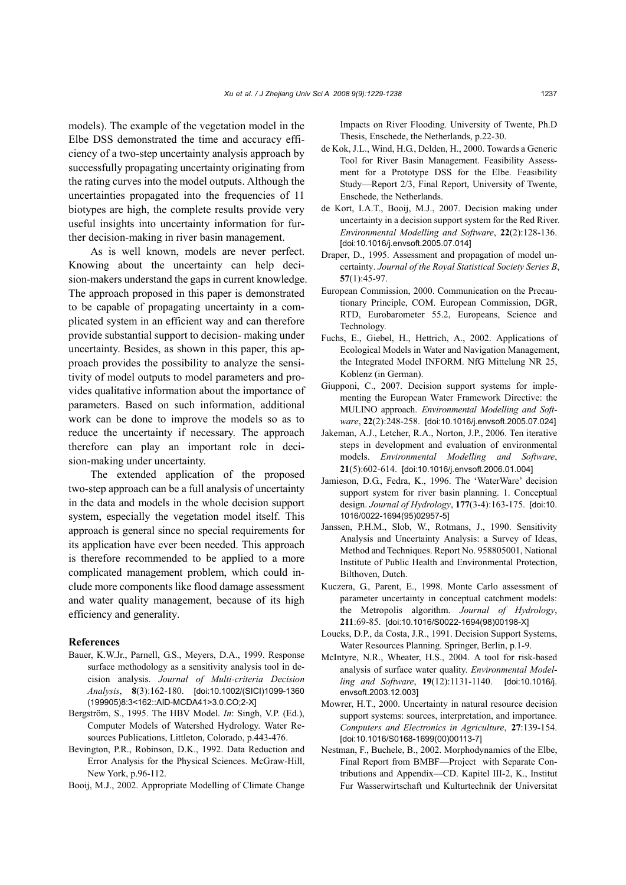models). The example of the vegetation model in the Elbe DSS demonstrated the time and accuracy efficiency of a two-step uncertainty analysis approach by successfully propagating uncertainty originating from the rating curves into the model outputs. Although the uncertainties propagated into the frequencies of 11 biotypes are high, the complete results provide very useful insights into uncertainty information for further decision-making in river basin management.

As is well known, models are never perfect. Knowing about the uncertainty can help decision-makers understand the gaps in current knowledge. The approach proposed in this paper is demonstrated to be capable of propagating uncertainty in a complicated system in an efficient way and can therefore provide substantial support to decision- making under uncertainty. Besides, as shown in this paper, this approach provides the possibility to analyze the sensitivity of model outputs to model parameters and provides qualitative information about the importance of parameters. Based on such information, additional work can be done to improve the models so as to reduce the uncertainty if necessary. The approach therefore can play an important role in decision-making under uncertainty.

The extended application of the proposed two-step approach can be a full analysis of uncertainty in the data and models in the whole decision support system, especially the vegetation model itself. This approach is general since no special requirements for its application have ever been needed. This approach is therefore recommended to be applied to a more complicated management problem, which could include more components like flood damage assessment and water quality management, because of its high efficiency and generality.

## References

Bauer, K.W.Jr., Parnell, G.S., Meyers, D.A., 1999. Response surface methodology as a sensitivity analysis tool in decision analysis. *Journal of Multi-criteria Decision Analysis*, **8**(3):162-180. [doi:10.1002/(SICI)1099-1360(199905)8:3<162::AID-MCDA41>3.0.CO;2-X]

Bergström, S., 1995. The HBV Model. *In*: Singh, V.P. (Ed.), Computer Models of Watershed Hydrology. Water Resources Publications, Littleton, Colorado, p.443-476.

Bevington, P.R., Robinson, D.K., 1992. Data Reduction and Error Analysis for the Physical Sciences. McGraw-Hill, New York, p.96-112.

Booij, M.J., 2002. Appropriate Modelling of Climate Change Impacts on River Flooding. University of Twente, Ph.D Thesis, Enschede, the Netherlands, p.22-30.

de Kok, J.L., Wind, H.G., Delden, H., 2000. Towards a Generic Tool for River Basin Management. Feasibility Assessment for a Prototype DSS for the Elbe. Feasibility Study—Report 2/3, Final Report, University of Twente, Enschede, the Netherlands.

de Kort, I.A.T., Booij, M.J., 2007. Decision making under uncertainty in a decision support system for the Red River. *Environmental Modelling and Software*, **22**(2):128-136. [doi:10.1016/j.envsoft.2005.07.014]

Draper, D., 1995. Assessment and propagation of model uncertainty. *Journal of the Royal Statistical Society Series B*, **57**(1):45-97.

European Commission, 2000. Communication on the Precautionary Principle, COM. European Commission, DGR, RTD, Eurobarometer 55.2, Europeans, Science and Technology.

Fuchs, E., Giebel, H., Hettrich, A., 2002. Applications of Ecological Models in Water and Navigation Management, the Integrated Model INFORM. NfG Mittelung NR 25, Koblenz (in German).

Giupponi, C., 2007. Decision support systems for implementing the European Water Framework Directive: the MULINO approach. *Environmental Modelling and Software*, **22**(2):248-258. [doi:10.1016/j.envsoft.2005.07.024]

Jakeman, A.J., Letcher, R.A., Norton, J.P., 2006. Ten iterative steps in development and evaluation of environmental models. *Environmental Modelling and Software*, **21**(5):602-614. [doi:10.1016/j.envsoft.2006.01.004]

Jamieson, D.G., Fedra, K., 1996. The 'WaterWare' decision support system for river basin planning. 1. Conceptual design. *Journal of Hydrology*, **177**(3-4):163-175. [doi:10.1016/0022-1694(95)02957-5]

Janssen, P.H.M., Slob, W., Rotmans, J., 1990. Sensitivity Analysis and Uncertainty Analysis: a Survey of Ideas, Method and Techniques. Report No. 958805001, National Institute of Public Health and Environmental Protection, Bilthoven, Dutch.

Kuczera, G., Parent, E., 1998. Monte Carlo assessment of parameter uncertainty in conceptual catchment models: the Metropolis algorithm. *Journal of Hydrology*, **211**:69-85. [doi:10.1016/S0022-1694(98)00198-X]

Loucks, D.P., da Costa, J.R., 1991. Decision Support Systems, Water Resources Planning. Springer, Berlin, p.1-9.

McIntyre, N.R., Wheater, H.S., 2004. A tool for risk-based analysis of surface water quality. *Environmental Modelling and Software*, **19**(12):1131-1140. [doi:10.1016/j.envsoft.2003.12.003]

Mowrer, H.T., 2000. Uncertainty in natural resource decision support systems: sources, interpretation, and importance. *Computers and Electronics in Agriculture*, **27**:139-154. [doi:10.1016/S0168-1699(00)00113-7]

Nestman, F., Buchele, B., 2002. Morphodynamics of the Elbe, Final Report from BMBF—Project with Separate Contributions and Appendix—CD. Kapitel III-2, K., Institut Fur Wasserwirtschaft und Kulturtechnik der Universitat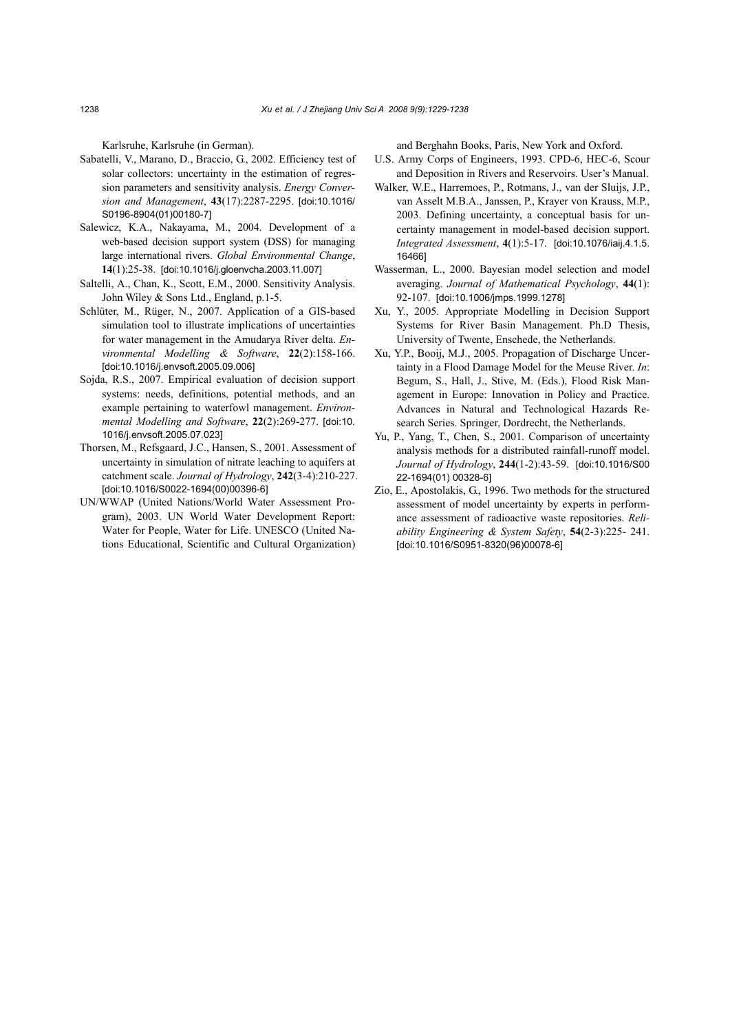Karlsruhe, Karlsruhe (in German).

Sabatelli, V., Marano, D., Braccio, G., 2002. Efficiency test of solar collectors: uncertainty in the estimation of regression parameters and sensitivity analysis. *Energy Conversion and Management*, **43**(17):2287-2295. [doi:10.1016/S0196-8904(01)00180-7]

Salewicz, K.A., Nakayama, M., 2004. Development of a web-based decision support system (DSS) for managing large international rivers. *Global Environmental Change*, **14**(1):25-38. [doi:10.1016/j.gloenvcha.2003.11.007]

Saltelli, A., Chan, K., Scott, E.M., 2000. Sensitivity Analysis. John Wiley & Sons Ltd., England, p.1-5.

Schlüter, M., Rüger, N., 2007. Application of a GIS-based simulation tool to illustrate implications of uncertainties for water management in the Amudarya River delta. *Environmental Modelling & Software*, **22**(2):158-166. [doi:10.1016/j.envsoft.2005.09.006]

Sojda, R.S., 2007. Empirical evaluation of decision support systems: needs, definitions, potential methods, and an example pertaining to waterfowl management. *Environmental Modelling and Software*, **22**(2):269-277. [doi:10.1016/j.envsoft.2005.07.023]

Thorsen, M., Refsgaard, J.C., Hansen, S., 2001. Assessment of uncertainty in simulation of nitrate leaching to aquifers at catchment scale. *Journal of Hydrology*, **242**(3-4):210-227. [doi:10.1016/S0022-1694(00)00396-6]

UN/WWAP (United Nations/World Water Assessment Program), 2003. UN World Water Development Report: Water for People, Water for Life. UNESCO (United Nations Educational, Scientific and Cultural Organization) and Berghahn Books, Paris, New York and Oxford.

U.S. Army Corps of Engineers, 1993. CPD-6, HEC-6, Scour and Deposition in Rivers and Reservoirs. User's Manual.

Walker, W.E., Harremoes, P., Rotmans, J., van der Sluijs, J.P., van Asselt M.B.A., Janssen, P., Krayer von Krauss, M.P., 2003. Defining uncertainty, a conceptual basis for uncertainty management in model-based decision support. *Integrated Assessment*, **4**(1):5-17. [doi:10.1076/iaij.4.1.5.16466]

Wasserman, L., 2000. Bayesian model selection and model averaging. *Journal of Mathematical Psychology*, **44**(1):92-107. [doi:10.1006/jmps.1999.1278]

Xu, Y., 2005. Appropriate Modelling in Decision Support Systems for River Basin Management. Ph.D Thesis, University of Twente, Enschede, the Netherlands.

Xu, Y.P., Booij, M.J., 2005. Propagation of Discharge Uncertainty in a Flood Damage Model for the Meuse River. *In*: Begum, S., Hall, J., Stive, M. (Eds.), Flood Risk Management in Europe: Innovation in Policy and Practice. Advances in Natural and Technological Hazards Research Series. Springer, Dordrecht, the Netherlands.

Yu, P., Yang, T., Chen, S., 2001. Comparison of uncertainty analysis methods for a distributed rainfall-runoff model. *Journal of Hydrology*, **244**(1-2):43-59. [doi:10.1016/S0022-1694(01) 00328-6]

Zio, E., Apostolakis, G., 1996. Two methods for the structured assessment of model uncertainty by experts in performance assessment of radioactive waste repositories. *Reliability Engineering & System Safety*, **54**(2-3):225- 241. [doi:10.1016/S0951-8320(96)00078-6]